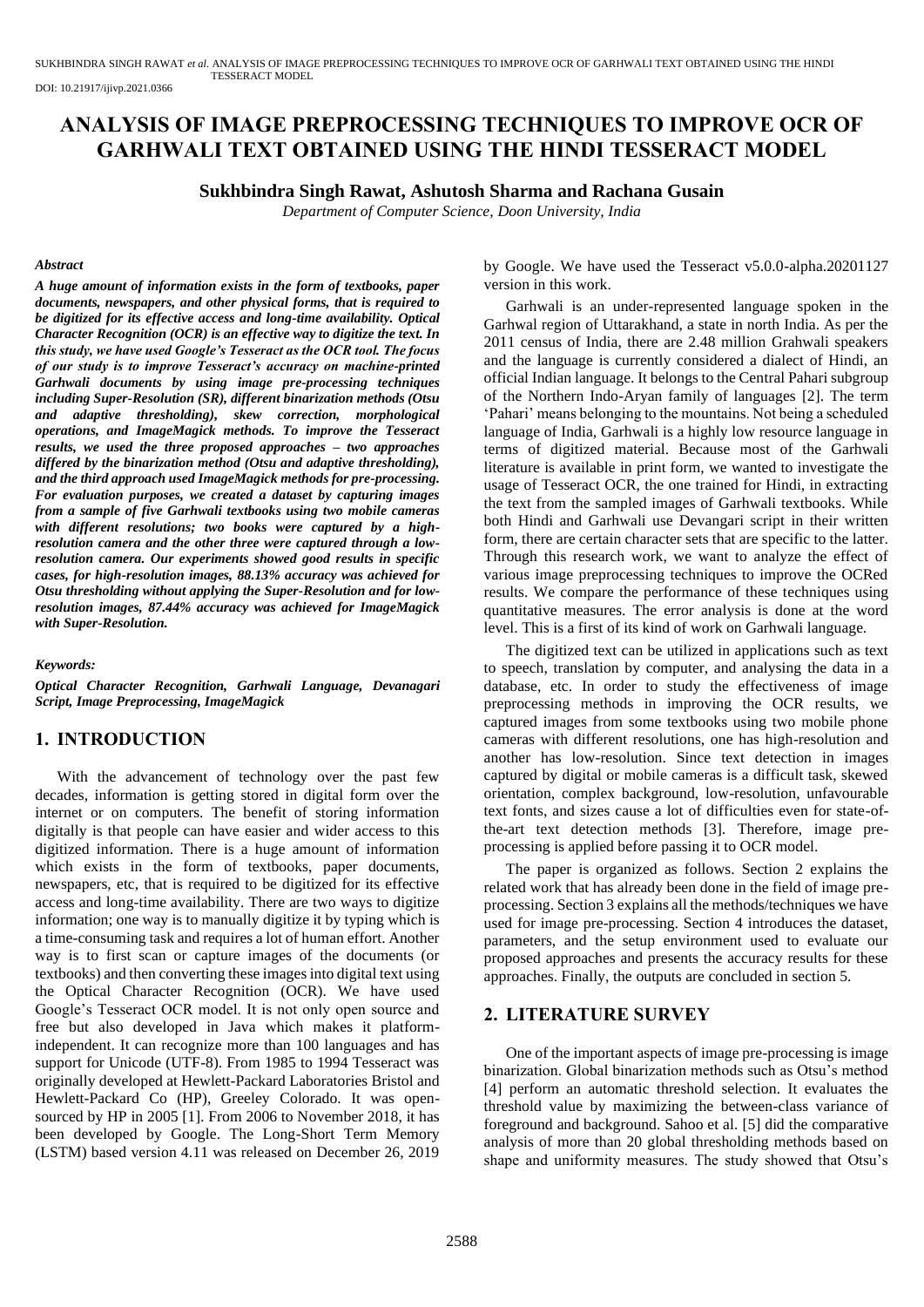DOI: 10.21917/ijivp.2021.0366

# ANALYSIS OF IMAGE PREPROCESSING TECHNIQUES TO IMPROVE OCR OF GARHWALI TEXT OBTAINED USING THE HINDI TESSERACT MODEL

**Sukhbindra Singh Rawat, Ashutosh Sharma and Rachana Gusain**

*Department of Computer Science, Doon University, India*

***Abstract***

***A huge amount of information exists in the form of textbooks, paper documents, newspapers, and other physical forms, that is required to be digitized for its effective access and long-time availability. Optical Character Recognition (OCR) is an effective way to digitize the text. In this study, we have used Google's Tesseract as the OCR tool. The focus of our study is to improve Tesseract's accuracy on machine-printed Garhwali documents by using image pre-processing techniques including Super-Resolution (SR), different binarization methods (Otsu and adaptive thresholding), skew correction, morphological operations, and ImageMagick methods. To improve the Tesseract results, we used the three proposed approaches – two approaches differed by the binarization method (Otsu and adaptive thresholding), and the third approach used ImageMagick methods for pre-processing. For evaluation purposes, we created a dataset by capturing images from a sample of five Garhwali textbooks using two mobile cameras with different resolutions; two books were captured by a high-resolution camera and the other three were captured through a low-resolution camera. Our experiments showed good results in specific cases, for high-resolution images, 88.13% accuracy was achieved for Otsu thresholding without applying the Super-Resolution and for low-resolution images, 87.44% accuracy was achieved for ImageMagick with Super-Resolution.***

***Keywords:***

***Optical Character Recognition, Garhwali Language, Devanagari Script, Image Preprocessing, ImageMagick***

## 1. INTRODUCTION

With the advancement of technology over the past few decades, information is getting stored in digital form over the internet or on computers. The benefit of storing information digitally is that people can have easier and wider access to this digitized information. There is a huge amount of information which exists in the form of textbooks, paper documents, newspapers, etc, that is required to be digitized for its effective access and long-time availability. There are two ways to digitize information; one way is to manually digitize it by typing which is a time-consuming task and requires a lot of human effort. Another way is to first scan or capture images of the documents (or textbooks) and then converting these images into digital text using the Optical Character Recognition (OCR). We have used Google's Tesseract OCR model. It is not only open source and free but also developed in Java which makes it platform-independent. It can recognize more than 100 languages and has support for Unicode (UTF-8). From 1985 to 1994 Tesseract was originally developed at Hewlett-Packard Laboratories Bristol and Hewlett-Packard Co (HP), Greeley Colorado. It was open-sourced by HP in 2005 [1]. From 2006 to November 2018, it has been developed by Google. The Long-Short Term Memory (LSTM) based version 4.11 was released on December 26, 2019 by Google. We have used the Tesseract v5.0.0-alpha.20201127 version in this work.

Garhwali is an under-represented language spoken in the Garhwal region of Uttarakhand, a state in north India. As per the 2011 census of India, there are 2.48 million Grahwali speakers and the language is currently considered a dialect of Hindi, an official Indian language. It belongs to the Central Pahari subgroup of the Northern Indo-Aryan family of languages [2]. The term 'Pahari' means belonging to the mountains. Not being a scheduled language of India, Garhwali is a highly low resource language in terms of digitized material. Because most of the Garhwali literature is available in print form, we wanted to investigate the usage of Tesseract OCR, the one trained for Hindi, in extracting the text from the sampled images of Garhwali textbooks. While both Hindi and Garhwali use Devangari script in their written form, there are certain character sets that are specific to the latter. Through this research work, we want to analyze the effect of various image preprocessing techniques to improve the OCRed results. We compare the performance of these techniques using quantitative measures. The error analysis is done at the word level. This is a first of its kind of work on Garhwali language.

The digitized text can be utilized in applications such as text to speech, translation by computer, and analysing the data in a database, etc. In order to study the effectiveness of image preprocessing methods in improving the OCR results, we captured images from some textbooks using two mobile phone cameras with different resolutions, one has high-resolution and another has low-resolution. Since text detection in images captured by digital or mobile cameras is a difficult task, skewed orientation, complex background, low-resolution, unfavourable text fonts, and sizes cause a lot of difficulties even for state-of-the-art text detection methods [3]. Therefore, image pre-processing is applied before passing it to OCR model.

The paper is organized as follows. Section 2 explains the related work that has already been done in the field of image pre-processing. Section 3 explains all the methods/techniques we have used for image pre-processing. Section 4 introduces the dataset, parameters, and the setup environment used to evaluate our proposed approaches and presents the accuracy results for these approaches. Finally, the outputs are concluded in section 5.

## 2. LITERATURE SURVEY

One of the important aspects of image pre-processing is image binarization. Global binarization methods such as Otsu's method [4] perform an automatic threshold selection. It evaluates the threshold value by maximizing the between-class variance of foreground and background. Sahoo et al. [5] did the comparative analysis of more than 20 global thresholding methods based on shape and uniformity measures. The study showed that Otsu's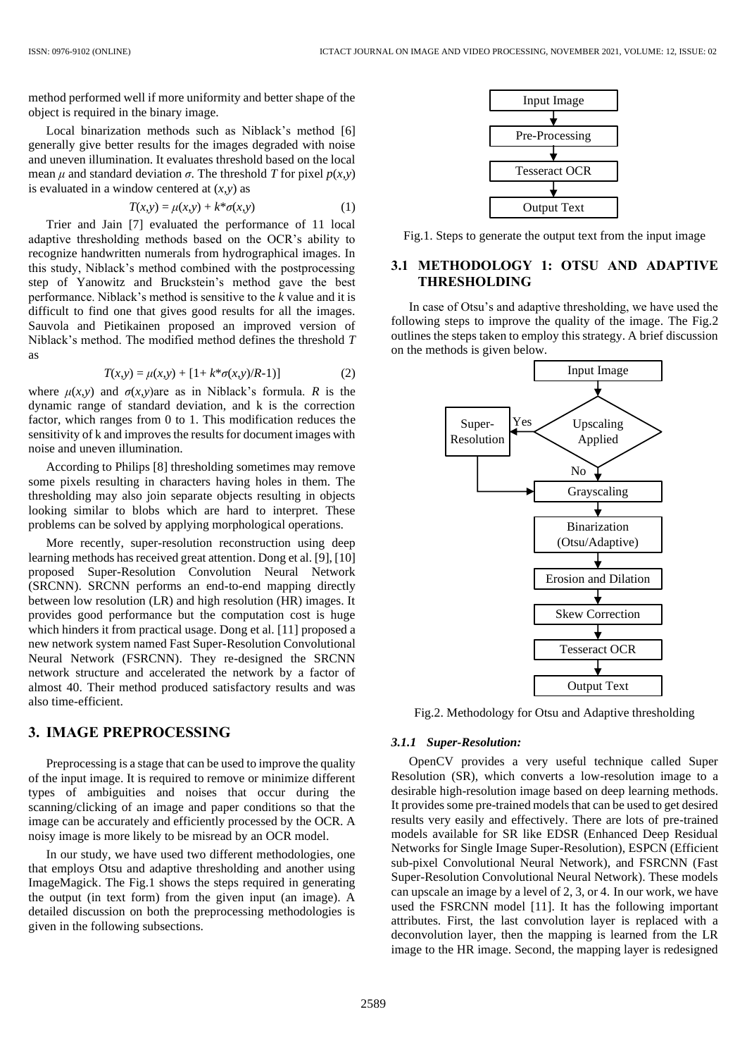method performed well if more uniformity and better shape of the object is required in the binary image.

Local binarization methods such as Niblack's method [6] generally give better results for the images degraded with noise and uneven illumination. It evaluates threshold based on the local mean $\mu$ and standard deviation $\sigma$. The threshold $T$ for pixel $p(x,y)$ is evaluated in a window centered at $(x,y)$ as

$$T(x,y) = \mu(x,y) + k*\sigma(x,y) \tag{1}$$

Trier and Jain [7] evaluated the performance of 11 local adaptive thresholding methods based on the OCR's ability to recognize handwritten numerals from hydrographical images. In this study, Niblack's method combined with the postprocessing step of Yanowitz and Bruckstein's method gave the best performance. Niblack's method is sensitive to the $k$ value and it is difficult to find one that gives good results for all the images. Sauvola and Pietikainen proposed an improved version of Niblack's method. The modified method defines the threshold $T$ as

$$T(x,y) = \mu(x,y) + [1+ k*\sigma(x,y)/R\text{-}1)] \tag{2}$$

where $\mu(x,y)$ and $\sigma(x,y)$are as in Niblack's formula. $R$ is the dynamic range of standard deviation, and k is the correction factor, which ranges from 0 to 1. This modification reduces the sensitivity of k and improves the results for document images with noise and uneven illumination.

According to Philips [8] thresholding sometimes may remove some pixels resulting in characters having holes in them. The thresholding may also join separate objects resulting in objects looking similar to blobs which are hard to interpret. These problems can be solved by applying morphological operations.

More recently, super-resolution reconstruction using deep learning methods has received great attention. Dong et al. [9], [10] proposed Super-Resolution Convolution Neural Network (SRCNN). SRCNN performs an end-to-end mapping directly between low resolution (LR) and high resolution (HR) images. It provides good performance but the computation cost is huge which hinders it from practical usage. Dong et al. [11] proposed a new network system named Fast Super-Resolution Convolutional Neural Network (FSRCNN). They re-designed the SRCNN network structure and accelerated the network by a factor of almost 40. Their method produced satisfactory results and was also time-efficient.

## 3. IMAGE PREPROCESSING

Preprocessing is a stage that can be used to improve the quality of the input image. It is required to remove or minimize different types of ambiguities and noises that occur during the scanning/clicking of an image and paper conditions so that the image can be accurately and efficiently processed by the OCR. A noisy image is more likely to be misread by an OCR model.

In our study, we have used two different methodologies, one that employs Otsu and adaptive thresholding and another using ImageMagick. The Fig.1 shows the steps required in generating the output (in text form) from the given input (an image). A detailed discussion on both the preprocessing methodologies is given in the following subsections.

Input Image → Pre-Processing → Tesseract OCR → Output Text

Fig.1. Steps to generate the output text from the input image

### 3.1 METHODOLOGY 1: OTSU AND ADAPTIVE THRESHOLDING

In case of Otsu's and adaptive thresholding, we have used the following steps to improve the quality of the image. The Fig.2 outlines the steps taken to employ this strategy. A brief discussion on the methods is given below.

Input Image → Upscaling Applied (Yes → Super-Resolution → Grayscaling; No → Grayscaling) → Binarization (Otsu/Adaptive) → Erosion and Dilation → Skew Correction → Tesseract OCR → Output Text

Fig.2. Methodology for Otsu and Adaptive thresholding

#### *3.1.1 Super-Resolution:*

OpenCV provides a very useful technique called Super Resolution (SR), which converts a low-resolution image to a desirable high-resolution image based on deep learning methods. It provides some pre-trained models that can be used to get desired results very easily and effectively. There are lots of pre-trained models available for SR like EDSR (Enhanced Deep Residual Networks for Single Image Super-Resolution), ESPCN (Efficient sub-pixel Convolutional Neural Network), and FSRCNN (Fast Super-Resolution Convolutional Neural Network). These models can upscale an image by a level of 2, 3, or 4. In our work, we have used the FSRCNN model [11]. It has the following important attributes. First, the last convolution layer is replaced with a deconvolution layer, then the mapping is learned from the LR image to the HR image. Second, the mapping layer is redesigned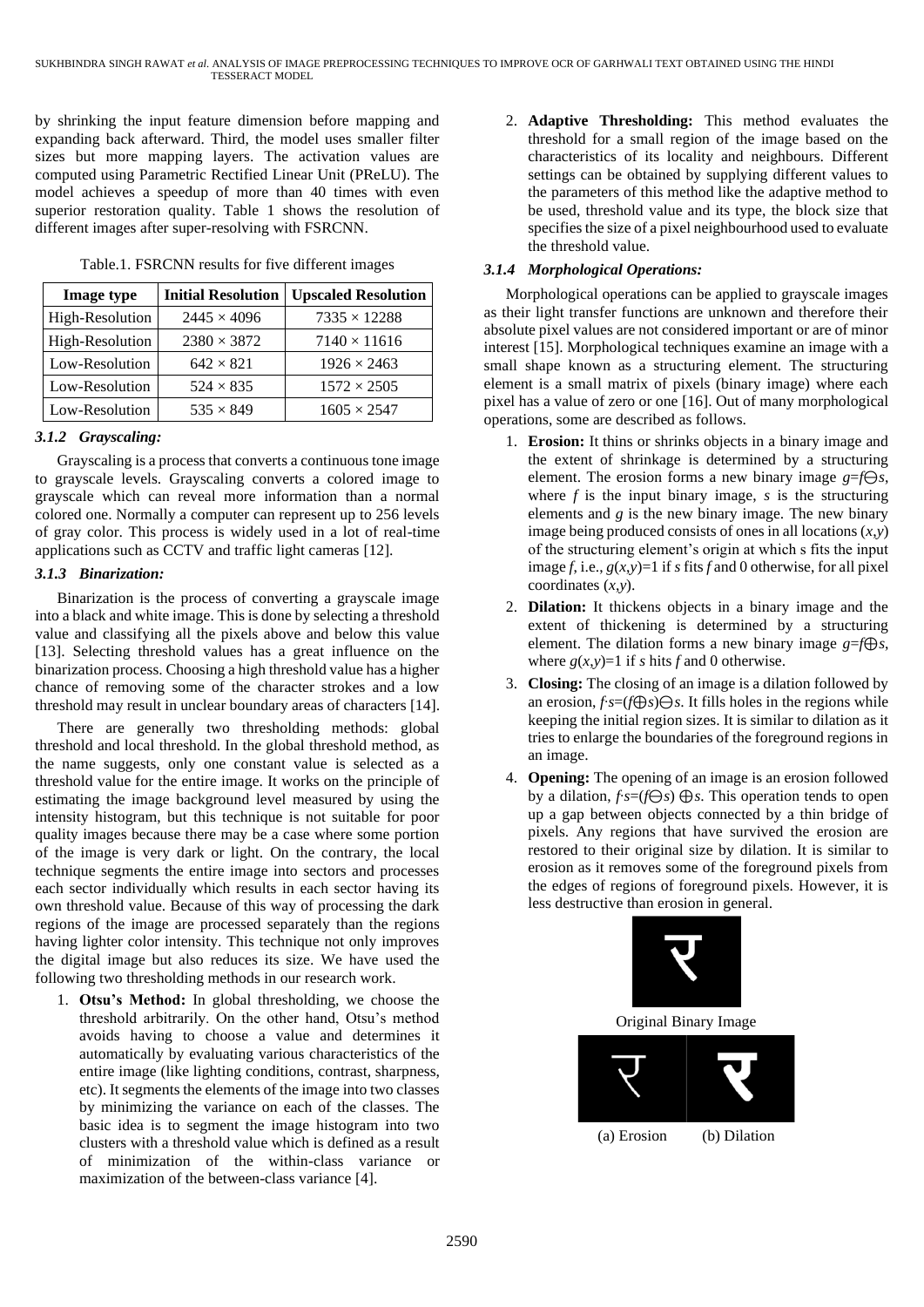by shrinking the input feature dimension before mapping and expanding back afterward. Third, the model uses smaller filter sizes but more mapping layers. The activation values are computed using Parametric Rectified Linear Unit (PReLU). The model achieves a speedup of more than 40 times with even superior restoration quality. Table 1 shows the resolution of different images after super-resolving with FSRCNN.

Table.1. FSRCNN results for five different images

| Image type | Initial Resolution | Upscaled Resolution |
|---|---|---|
| High-Resolution | $2445 \times 4096$ | $7335 \times 12288$ |
| High-Resolution | $2380 \times 3872$ | $7140 \times 11616$ |
| Low-Resolution | $642 \times 821$ | $1926 \times 2463$ |
| Low-Resolution | $524 \times 835$ | $1572 \times 2505$ |
| Low-Resolution | $535 \times 849$ | $1605 \times 2547$ |

#### *3.1.2 Grayscaling:*

Grayscaling is a process that converts a continuous tone image to grayscale levels. Grayscaling converts a colored image to grayscale which can reveal more information than a normal colored one. Normally a computer can represent up to 256 levels of gray color. This process is widely used in a lot of real-time applications such as CCTV and traffic light cameras [12].

#### *3.1.3 Binarization:*

Binarization is the process of converting a grayscale image into a black and white image. This is done by selecting a threshold value and classifying all the pixels above and below this value [13]. Selecting threshold values has a great influence on the binarization process. Choosing a high threshold value has a higher chance of removing some of the character strokes and a low threshold may result in unclear boundary areas of characters [14].

There are generally two thresholding methods: global threshold and local threshold. In the global threshold method, as the name suggests, only one constant value is selected as a threshold value for the entire image. It works on the principle of estimating the image background level measured by using the intensity histogram, but this technique is not suitable for poor quality images because there may be a case where some portion of the image is very dark or light. On the contrary, the local technique segments the entire image into sectors and processes each sector individually which results in each sector having its own threshold value. Because of this way of processing the dark regions of the image are processed separately than the regions having lighter color intensity. This technique not only improves the digital image but also reduces its size. We have used the following two thresholding methods in our research work.

1. **Otsu's Method:** In global thresholding, we choose the threshold arbitrarily. On the other hand, Otsu's method avoids having to choose a value and determines it automatically by evaluating various characteristics of the entire image (like lighting conditions, contrast, sharpness, etc). It segments the elements of the image into two classes by minimizing the variance on each of the classes. The basic idea is to segment the image histogram into two clusters with a threshold value which is defined as a result of minimization of the within-class variance or maximization of the between-class variance [4].
2. **Adaptive Thresholding:** This method evaluates the threshold for a small region of the image based on the characteristics of its locality and neighbours. Different settings can be obtained by supplying different values to the parameters of this method like the adaptive method to be used, threshold value and its type, the block size that specifies the size of a pixel neighbourhood used to evaluate the threshold value.

#### *3.1.4 Morphological Operations:*

Morphological operations can be applied to grayscale images as their light transfer functions are unknown and therefore their absolute pixel values are not considered important or are of minor interest [15]. Morphological techniques examine an image with a small shape known as a structuring element. The structuring element is a small matrix of pixels (binary image) where each pixel has a value of zero or one [16]. Out of many morphological operations, some are described as follows.

1. **Erosion:** It thins or shrinks objects in a binary image and the extent of shrinkage is determined by a structuring element. The erosion forms a new binary image $g=f\ominus s$, where $f$ is the input binary image, $s$ is the structuring elements and $g$ is the new binary image. The new binary image being produced consists of ones in all locations $(x,y)$ of the structuring element's origin at which s fits the input image $f$, i.e., $g(x,y)=1$ if $s$ fits $f$ and 0 otherwise, for all pixel coordinates $(x,y)$.
2. **Dilation:** It thickens objects in a binary image and the extent of thickening is determined by a structuring element. The dilation forms a new binary image $g=f\oplus s$, where $g(x,y)=1$ if $s$ hits $f$ and 0 otherwise.
3. **Closing:** The closing of an image is a dilation followed by an erosion, $f\cdot s=(f\oplus s)\ominus s$. It fills holes in the regions while keeping the initial region sizes. It is similar to dilation as it tries to enlarge the boundaries of the foreground regions in an image.
4. **Opening:** The opening of an image is an erosion followed by a dilation, $f\circ s=(f\ominus s)\oplus s$. This operation tends to open up a gap between objects connected by a thin bridge of pixels. Any regions that have survived the erosion are restored to their original size by dilation. It is similar to erosion as it removes some of the foreground pixels from the edges of regions of foreground pixels. However, it is less destructive than erosion in general.

Original Binary Image

(a) Erosion (b) Dilation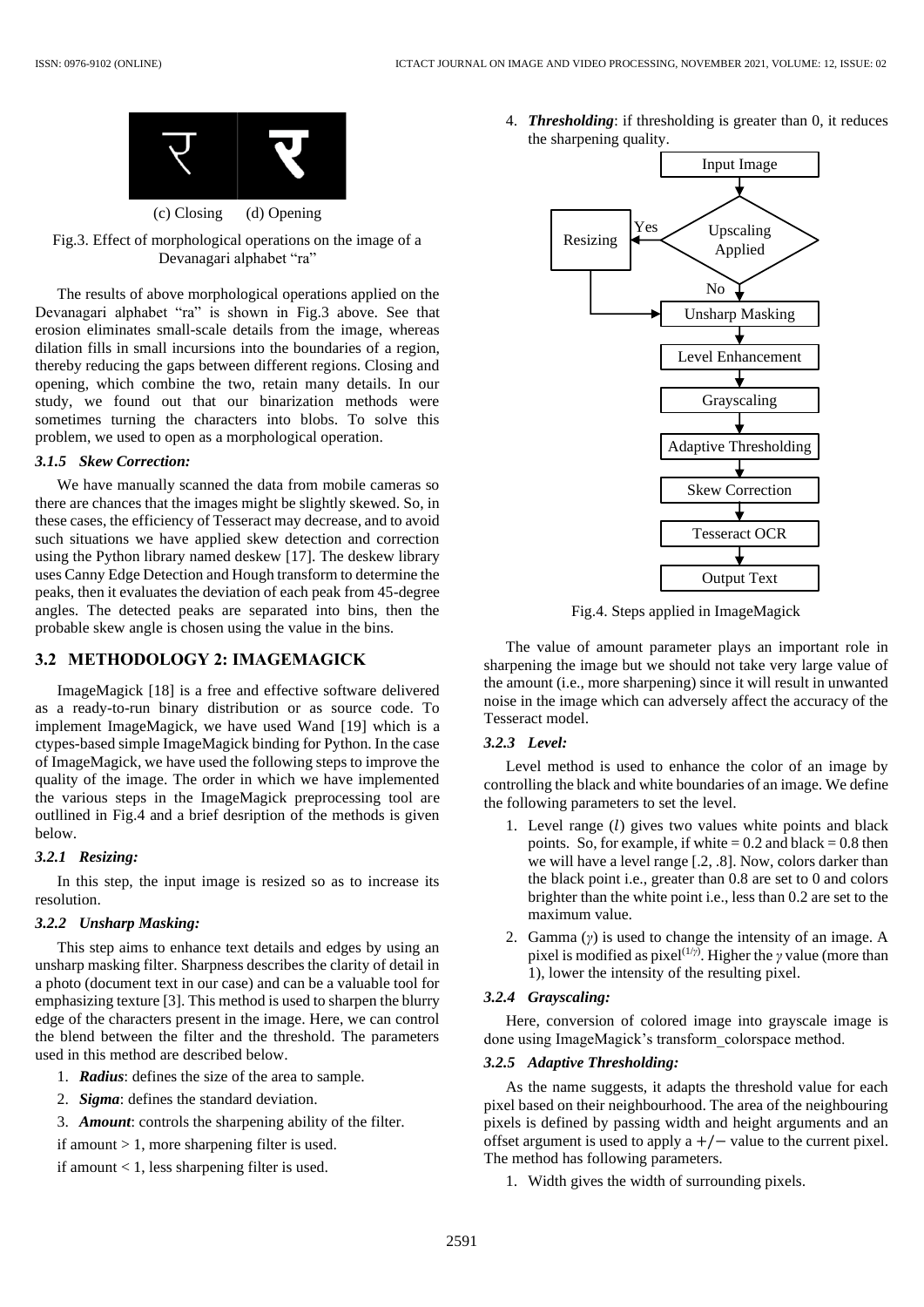(c) Closing (d) Opening

Fig.3. Effect of morphological operations on the image of a Devanagari alphabet "ra"

The results of above morphological operations applied on the Devanagari alphabet "ra" is shown in Fig.3 above. See that erosion eliminates small-scale details from the image, whereas dilation fills in small incursions into the boundaries of a region, thereby reducing the gaps between different regions. Closing and opening, which combine the two, retain many details. In our study, we found out that our binarization methods were sometimes turning the characters into blobs. To solve this problem, we used to open as a morphological operation.

#### 3.1.5 Skew Correction:

We have manually scanned the data from mobile cameras so there are chances that the images might be slightly skewed. So, in these cases, the efficiency of Tesseract may decrease, and to avoid such situations we have applied skew detection and correction using the Python library named deskew [17]. The deskew library uses Canny Edge Detection and Hough transform to determine the peaks, then it evaluates the deviation of each peak from 45-degree angles. The detected peaks are separated into bins, then the probable skew angle is chosen using the value in the bins.

## 3.2 METHODOLOGY 2: IMAGEMAGICK

ImageMagick [18] is a free and effective software delivered as a ready-to-run binary distribution or as source code. To implement ImageMagick, we have used Wand [19] which is a ctypes-based simple ImageMagick binding for Python. In the case of ImageMagick, we have used the following steps to improve the quality of the image. The order in which we have implemented the various steps in the ImageMagick preprocessing tool are outllined in Fig.4 and a brief desription of the methods is given below.

#### 3.2.1 Resizing:

In this step, the input image is resized so as to increase its resolution.

#### 3.2.2 Unsharp Masking:

This step aims to enhance text details and edges by using an unsharp masking filter. Sharpness describes the clarity of detail in a photo (document text in our case) and can be a valuable tool for emphasizing texture [3]. This method is used to sharpen the blurry edge of the characters present in the image. Here, we can control the blend between the filter and the threshold. The parameters used in this method are described below.

1. ***Radius***: defines the size of the area to sample.
2. ***Sigma***: defines the standard deviation.
3. ***Amount***: controls the sharpening ability of the filter.

if amount > 1, more sharpening filter is used.

if amount < 1, less sharpening filter is used.

4. ***Thresholding***: if thresholding is greater than 0, it reduces the sharpening quality.

Input Image → Upscaling Applied (Yes → Resizing; No) → Unsharp Masking → Level Enhancement → Grayscaling → Adaptive Thresholding → Skew Correction → Tesseract OCR → Output Text

Fig.4. Steps applied in ImageMagick

The value of amount parameter plays an important role in sharpening the image but we should not take very large value of the amount (i.e., more sharpening) since it will result in unwanted noise in the image which can adversely affect the accuracy of the Tesseract model.

#### 3.2.3 Level:

Level method is used to enhance the color of an image by controlling the black and white boundaries of an image. We define the following parameters to set the level.

1. Level range ($l$) gives two values white points and black points. So, for example, if white = 0.2 and black = 0.8 then we will have a level range [.2, .8]. Now, colors darker than the black point i.e., greater than 0.8 are set to 0 and colors brighter than the white point i.e., less than 0.2 are set to the maximum value.
2. Gamma ($\gamma$) is used to change the intensity of an image. A pixel is modified as pixel$^{(1/\gamma)}$. Higher the $\gamma$ value (more than 1), lower the intensity of the resulting pixel.

#### 3.2.4 Grayscaling:

Here, conversion of colored image into grayscale image is done using ImageMagick's transform_colorspace method.

#### 3.2.5 Adaptive Thresholding:

As the name suggests, it adapts the threshold value for each pixel based on their neighbourhood. The area of the neighbouring pixels is defined by passing width and height arguments and an offset argument is used to apply a $+/-$ value to the current pixel. The method has following parameters.

1. Width gives the width of surrounding pixels.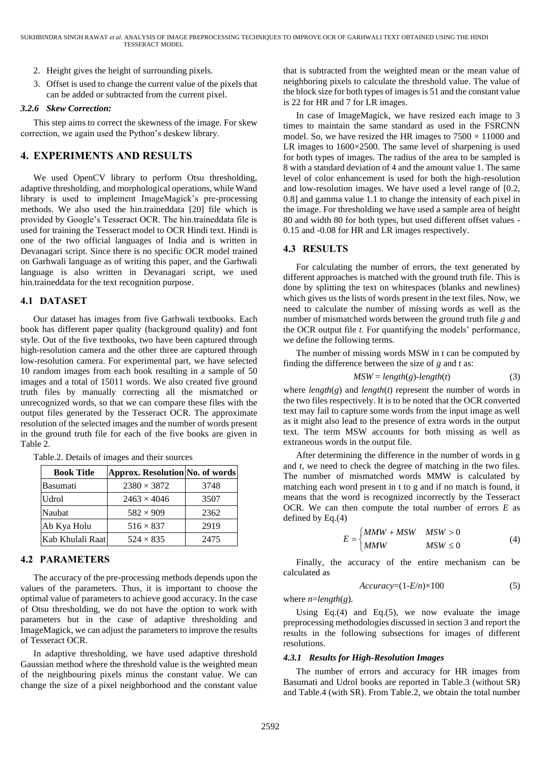2. Height gives the height of surrounding pixels.
3. Offset is used to change the current value of the pixels that can be added or subtracted from the current pixel.

#### *3.2.6 Skew Correction:*

This step aims to correct the skewness of the image. For skew correction, we again used the Python's deskew library.

## 4. EXPERIMENTS AND RESULTS

We used OpenCV library to perform Otsu thresholding, adaptive thresholding, and morphological operations, while Wand library is used to implement ImageMagick's pre-processing methods. We also used the hin.traineddata [20] file which is provided by Google's Tesseract OCR. The hin.traineddata file is used for training the Tesseract model to OCR Hindi text. Hindi is one of the two official languages of India and is written in Devanagari script. Since there is no specific OCR model trained on Garhwali language as of writing this paper, and the Garhwali language is also written in Devanagari script, we used hin.traineddata for the text recognition purpose.

### 4.1 DATASET

Our dataset has images from five Garhwali textbooks. Each book has different paper quality (background quality) and font style. Out of the five textbooks, two have been captured through high-resolution camera and the other three are captured through low-resolution camera. For experimental part, we have selected 10 random images from each book resulting in a sample of 50 images and a total of 15011 words. We also created five ground truth files by manually correcting all the mismatched or unrecognized words, so that we can compare these files with the output files generated by the Tesseract OCR. The approximate resolution of the selected images and the number of words present in the ground truth file for each of the five books are given in Table 2.

Table.2. Details of images and their sources

| Book Title | Approx. Resolution | No. of words |
|---|---|---|
| Basumati | 2380 × 3872 | 3748 |
| Udrol | 2463 × 4046 | 3507 |
| Naubat | 582 × 909 | 2362 |
| Ab Kya Holu | 516 × 837 | 2919 |
| Kab Khulali Raat | 524 × 835 | 2475 |

### 4.2 PARAMETERS

The accuracy of the pre-processing methods depends upon the values of the parameters. Thus, it is important to choose the optimal value of parameters to achieve good accuracy. In the case of Otsu thresholding, we do not have the option to work with parameters but in the case of adaptive thresholding and ImageMagick, we can adjust the parameters to improve the results of Tesseract OCR.

In adaptive thresholding, we have used adaptive threshold Gaussian method where the threshold value is the weighted mean of the neighbouring pixels minus the constant value. We can change the size of a pixel neighborhood and the constant value that is subtracted from the weighted mean or the mean value of neighboring pixels to calculate the threshold value. The value of the block size for both types of images is 51 and the constant value is 22 for HR and 7 for LR images.

In case of ImageMagick, we have resized each image to 3 times to maintain the same standard as used in the FSRCNN model. So, we have resized the HR images to 7500 × 11000 and LR images to 1600×2500. The same level of sharpening is used for both types of images. The radius of the area to be sampled is 8 with a standard deviation of 4 and the amount value 1. The same level of color enhancement is used for both the high-resolution and low-resolution images. We have used a level range of [0.2, 0.8] and gamma value 1.1 to change the intensity of each pixel in the image. For thresholding we have used a sample area of height 80 and width 80 for both types, but used different offset values -0.15 and -0.08 for HR and LR images respectively.

### 4.3 RESULTS

For calculating the number of errors, the text generated by different approaches is matched with the ground truth file. This is done by splitting the text on whitespaces (blanks and newlines) which gives us the lists of words present in the text files. Now, we need to calculate the number of missing words as well as the number of mismatched words between the ground truth file *g* and the OCR output file *t*. For quantifying the models' performance, we define the following terms.

The number of missing words MSW in t can be computed by finding the difference between the size of *g* and *t* as:

$$MSW = length(g)\text{-}length(t) \tag{3}$$

where *length*(*g*) and *length*(*t*) represent the number of words in the two files respectively. It is to be noted that the OCR converted text may fail to capture some words from the input image as well as it might also lead to the presence of extra words in the output text. The term MSW accounts for both missing as well as extraneous words in the output file.

After determining the difference in the number of words in g and *t*, we need to check the degree of matching in the two files. The number of mismatched words MMW is calculated by matching each word present in t to g and if no match is found, it means that the word is recognized incorrectly by the Tesseract OCR. We can then compute the total number of errors *E* as defined by Eq.(4)

$$E = \begin{cases} MMW + MSW & MSW > 0 \\ MMW & MSW \leq 0 \end{cases} \tag{4}$$

Finally, the accuracy of the entire mechanism can be calculated as

$$Accuracy=(1\text{-}E/n)\times 100 \tag{5}$$

where *n*=*length*(*g*).

Using Eq.(4) and Eq.(5), we now evaluate the image preprocessing methodologies discussed in section 3 and report the results in the following subsections for images of different resolutions.

#### *4.3.1 Results for High-Resolution Images*

The number of errors and accuracy for HR images from Basumati and Udrol books are reported in Table.3 (without SR) and Table.4 (with SR). From Table.2, we obtain the total number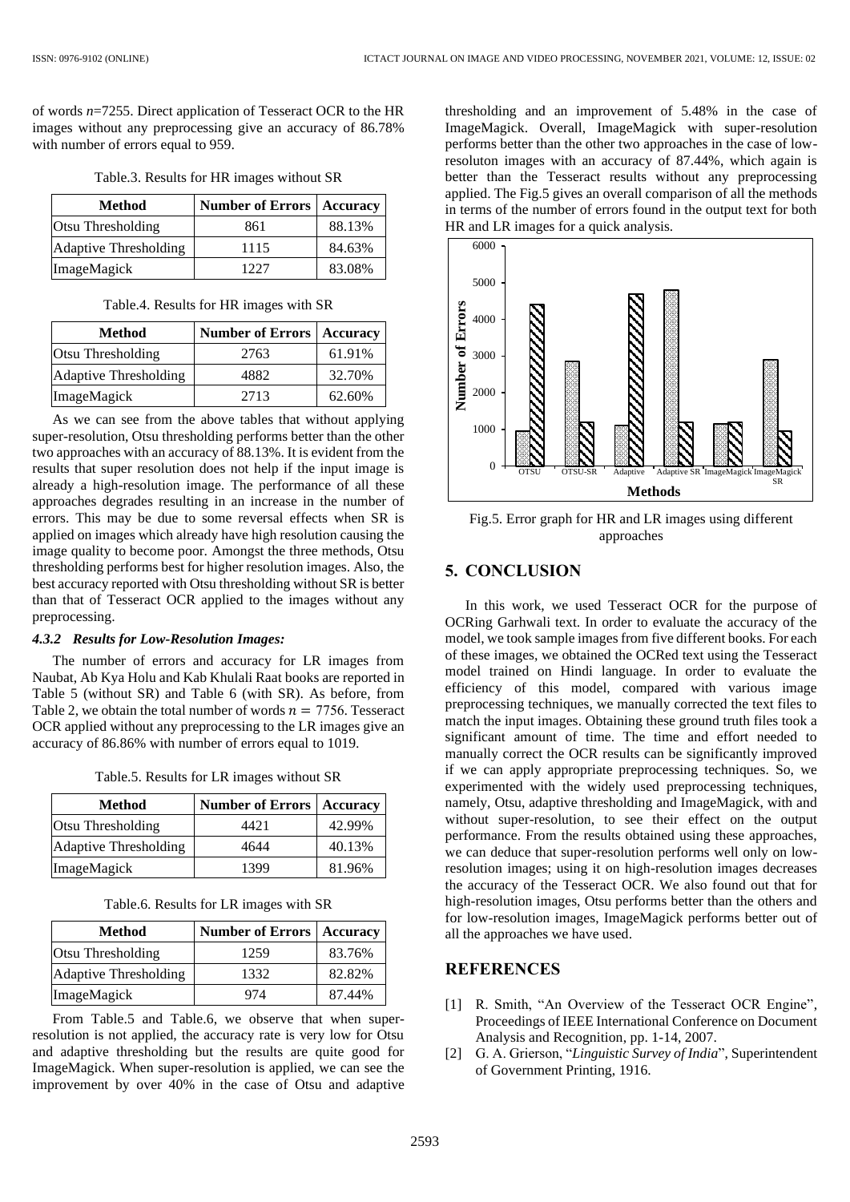of words $n$=7255. Direct application of Tesseract OCR to the HR images without any preprocessing give an accuracy of 86.78% with number of errors equal to 959.

Table.3. Results for HR images without SR

| Method | Number of Errors | Accuracy |
|---|---|---|
| Otsu Thresholding | 861 | 88.13% |
| Adaptive Thresholding | 1115 | 84.63% |
| ImageMagick | 1227 | 83.08% |

Table.4. Results for HR images with SR

| Method | Number of Errors | Accuracy |
|---|---|---|
| Otsu Thresholding | 2763 | 61.91% |
| Adaptive Thresholding | 4882 | 32.70% |
| ImageMagick | 2713 | 62.60% |

As we can see from the above tables that without applying super-resolution, Otsu thresholding performs better than the other two approaches with an accuracy of 88.13%. It is evident from the results that super resolution does not help if the input image is already a high-resolution image. The performance of all these approaches degrades resulting in an increase in the number of errors. This may be due to some reversal effects when SR is applied on images which already have high resolution causing the image quality to become poor. Amongst the three methods, Otsu thresholding performs best for higher resolution images. Also, the best accuracy reported with Otsu thresholding without SR is better than that of Tesseract OCR applied to the images without any preprocessing.

#### *4.3.2 Results for Low-Resolution Images:*

The number of errors and accuracy for LR images from Naubat, Ab Kya Holu and Kab Khulali Raat books are reported in Table 5 (without SR) and Table 6 (with SR). As before, from Table 2, we obtain the total number of words $n = 7756$. Tesseract OCR applied without any preprocessing to the LR images give an accuracy of 86.86% with number of errors equal to 1019.

Table.5. Results for LR images without SR

| Method | Number of Errors | Accuracy |
|---|---|---|
| Otsu Thresholding | 4421 | 42.99% |
| Adaptive Thresholding | 4644 | 40.13% |
| ImageMagick | 1399 | 81.96% |

Table.6. Results for LR images with SR

| Method | Number of Errors | Accuracy |
|---|---|---|
| Otsu Thresholding | 1259 | 83.76% |
| Adaptive Thresholding | 1332 | 82.82% |
| ImageMagick | 974 | 87.44% |

From Table.5 and Table.6, we observe that when super-resolution is not applied, the accuracy rate is very low for Otsu and adaptive thresholding but the results are quite good for ImageMagick. When super-resolution is applied, we can see the improvement by over 40% in the case of Otsu and adaptive thresholding and an improvement of 5.48% in the case of ImageMagick. Overall, ImageMagick with super-resolution performs better than the other two approaches in the case of low-resoluton images with an accuracy of 87.44%, which again is better than the Tesseract results without any preprocessing applied. The Fig.5 gives an overall comparison of all the methods in terms of the number of errors found in the output text for both HR and LR images for a quick analysis.

Fig.5. Error graph for HR and LR images using different approaches

## 5. CONCLUSION

In this work, we used Tesseract OCR for the purpose of OCRing Garhwali text. In order to evaluate the accuracy of the model, we took sample images from five different books. For each of these images, we obtained the OCRed text using the Tesseract model trained on Hindi language. In order to evaluate the efficiency of this model, compared with various image preprocessing techniques, we manually corrected the text files to match the input images. Obtaining these ground truth files took a significant amount of time. The time and effort needed to manually correct the OCR results can be significantly improved if we can apply appropriate preprocessing techniques. So, we experimented with the widely used preprocessing techniques, namely, Otsu, adaptive thresholding and ImageMagick, with and without super-resolution, to see their effect on the output performance. From the results obtained using these approaches, we can deduce that super-resolution performs well only on low-resolution images; using it on high-resolution images decreases the accuracy of the Tesseract OCR. We also found out that for high-resolution images, Otsu performs better than the others and for low-resolution images, ImageMagick performs better out of all the approaches we have used.

## REFERENCES

[1] R. Smith, "An Overview of the Tesseract OCR Engine", Proceedings of IEEE International Conference on Document Analysis and Recognition, pp. 1-14, 2007.

[2] G. A. Grierson, "*Linguistic Survey of India*", Superintendent of Government Printing, 1916.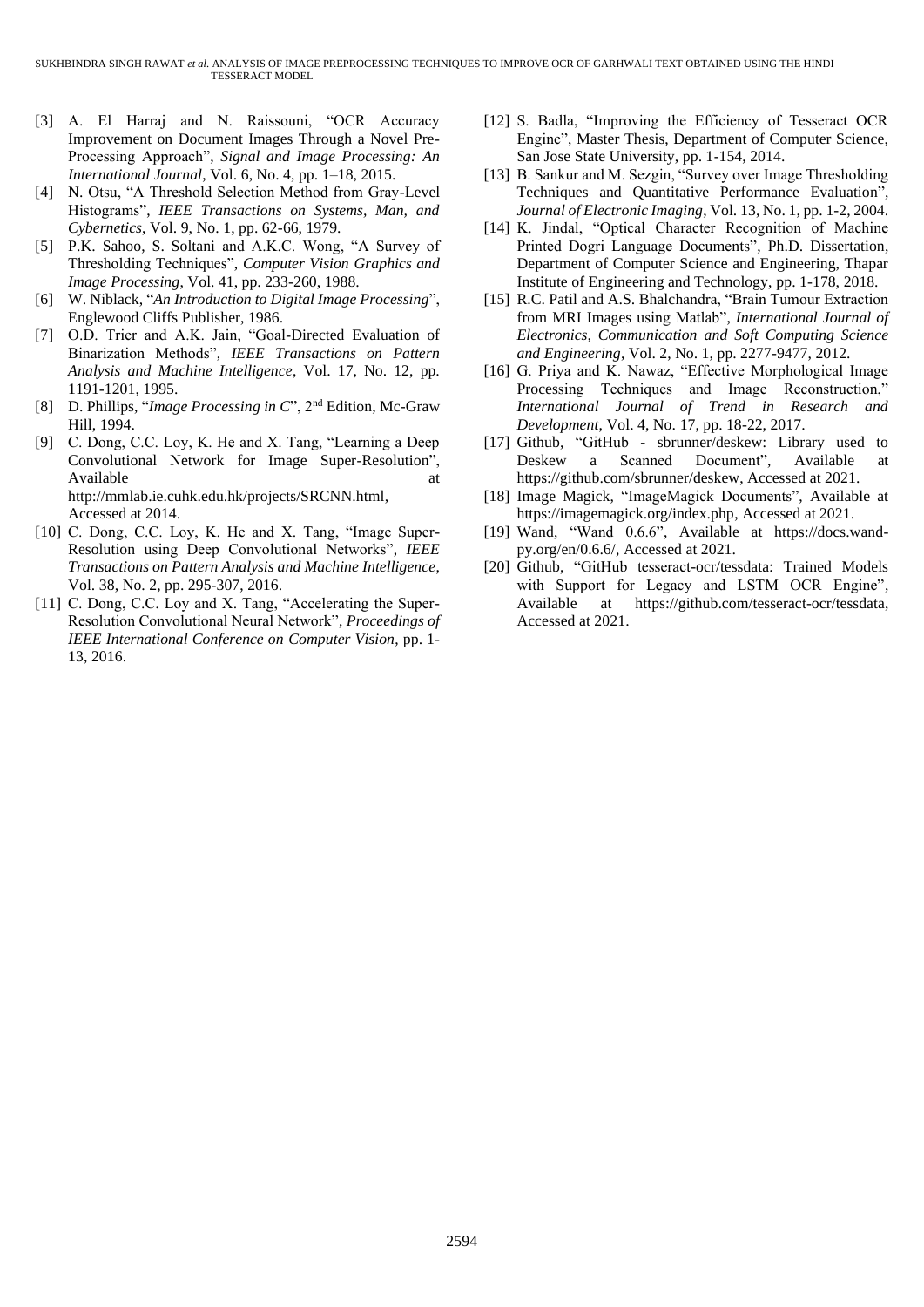[3] A. El Harraj and N. Raissouni, "OCR Accuracy Improvement on Document Images Through a Novel Pre-Processing Approach", *Signal and Image Processing: An International Journal*, Vol. 6, No. 4, pp. 1–18, 2015.

[4] N. Otsu, "A Threshold Selection Method from Gray-Level Histograms", *IEEE Transactions on Systems, Man, and Cybernetics*, Vol. 9, No. 1, pp. 62-66, 1979.

[5] P.K. Sahoo, S. Soltani and A.K.C. Wong, "A Survey of Thresholding Techniques", *Computer Vision Graphics and Image Processing*, Vol. 41, pp. 233-260, 1988.

[6] W. Niblack, "*An Introduction to Digital Image Processing*", Englewood Cliffs Publisher, 1986.

[7] O.D. Trier and A.K. Jain, "Goal-Directed Evaluation of Binarization Methods", *IEEE Transactions on Pattern Analysis and Machine Intelligence*, Vol. 17, No. 12, pp. 1191-1201, 1995.

[8] D. Phillips, "*Image Processing in C*", 2nd Edition, Mc-Graw Hill, 1994.

[9] C. Dong, C.C. Loy, K. He and X. Tang, "Learning a Deep Convolutional Network for Image Super-Resolution", Available at http://mmlab.ie.cuhk.edu.hk/projects/SRCNN.html, Accessed at 2014.

[10] C. Dong, C.C. Loy, K. He and X. Tang, "Image Super-Resolution using Deep Convolutional Networks", *IEEE Transactions on Pattern Analysis and Machine Intelligence*, Vol. 38, No. 2, pp. 295-307, 2016.

[11] C. Dong, C.C. Loy and X. Tang, "Accelerating the Super-Resolution Convolutional Neural Network", *Proceedings of IEEE International Conference on Computer Vision*, pp. 1-13, 2016.

[12] S. Badla, "Improving the Efficiency of Tesseract OCR Engine", Master Thesis, Department of Computer Science, San Jose State University, pp. 1-154, 2014.

[13] B. Sankur and M. Sezgin, "Survey over Image Thresholding Techniques and Quantitative Performance Evaluation", *Journal of Electronic Imaging*, Vol. 13, No. 1, pp. 1-2, 2004.

[14] K. Jindal, "Optical Character Recognition of Machine Printed Dogri Language Documents", Ph.D. Dissertation, Department of Computer Science and Engineering, Thapar Institute of Engineering and Technology, pp. 1-178, 2018.

[15] R.C. Patil and A.S. Bhalchandra, "Brain Tumour Extraction from MRI Images using Matlab", *International Journal of Electronics, Communication and Soft Computing Science and Engineering*, Vol. 2, No. 1, pp. 2277-9477, 2012.

[16] G. Priya and K. Nawaz, "Effective Morphological Image Processing Techniques and Image Reconstruction," *International Journal of Trend in Research and Development*, Vol. 4, No. 17, pp. 18-22, 2017.

[17] Github, "GitHub - sbrunner/deskew: Library used to Deskew a Scanned Document", Available at https://github.com/sbrunner/deskew, Accessed at 2021.

[18] Image Magick, "ImageMagick Documents", Available at https://imagemagick.org/index.php, Accessed at 2021.

[19] Wand, "Wand 0.6.6", Available at https://docs.wand-py.org/en/0.6.6/, Accessed at 2021.

[20] Github, "GitHub tesseract-ocr/tessdata: Trained Models with Support for Legacy and LSTM OCR Engine", Available at https://github.com/tesseract-ocr/tessdata, Accessed at 2021.